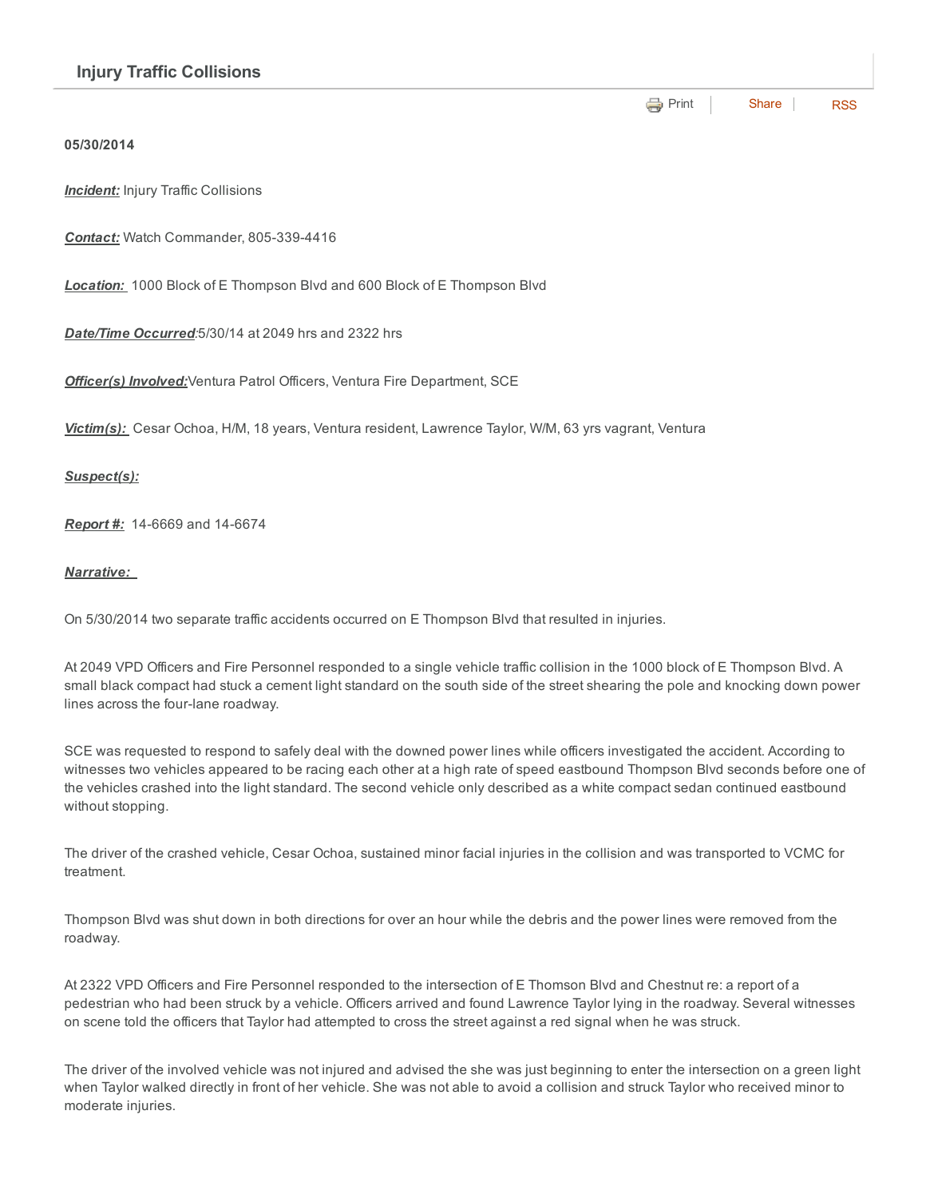## Injury Traffic Collisions

**05/30/2014**

***Incident:*** Injury Traffic Collisions

***Contact:*** Watch Commander, 805-339-4416

***Location:*** 1000 Block of E Thompson Blvd and 600 Block of E Thompson Blvd

***Date/Time Occurred***:5/30/14 at 2049 hrs and 2322 hrs

***Officer(s) Involved:***Ventura Patrol Officers, Ventura Fire Department, SCE

***Victim(s):*** Cesar Ochoa, H/M, 18 years, Ventura resident, Lawrence Taylor, W/M, 63 yrs vagrant, Ventura

***Suspect(s):***

***Report #:*** 14-6669 and 14-6674

***Narrative:***

On 5/30/2014 two separate traffic accidents occurred on E Thompson Blvd that resulted in injuries.

At 2049 VPD Officers and Fire Personnel responded to a single vehicle traffic collision in the 1000 block of E Thompson Blvd. A small black compact had stuck a cement light standard on the south side of the street shearing the pole and knocking down power lines across the four-lane roadway.

SCE was requested to respond to safely deal with the downed power lines while officers investigated the accident. According to witnesses two vehicles appeared to be racing each other at a high rate of speed eastbound Thompson Blvd seconds before one of the vehicles crashed into the light standard. The second vehicle only described as a white compact sedan continued eastbound without stopping.

The driver of the crashed vehicle, Cesar Ochoa, sustained minor facial injuries in the collision and was transported to VCMC for treatment.

Thompson Blvd was shut down in both directions for over an hour while the debris and the power lines were removed from the roadway.

At 2322 VPD Officers and Fire Personnel responded to the intersection of E Thomson Blvd and Chestnut re: a report of a pedestrian who had been struck by a vehicle. Officers arrived and found Lawrence Taylor lying in the roadway. Several witnesses on scene told the officers that Taylor had attempted to cross the street against a red signal when he was struck.

The driver of the involved vehicle was not injured and advised the she was just beginning to enter the intersection on a green light when Taylor walked directly in front of her vehicle. She was not able to avoid a collision and struck Taylor who received minor to moderate injuries.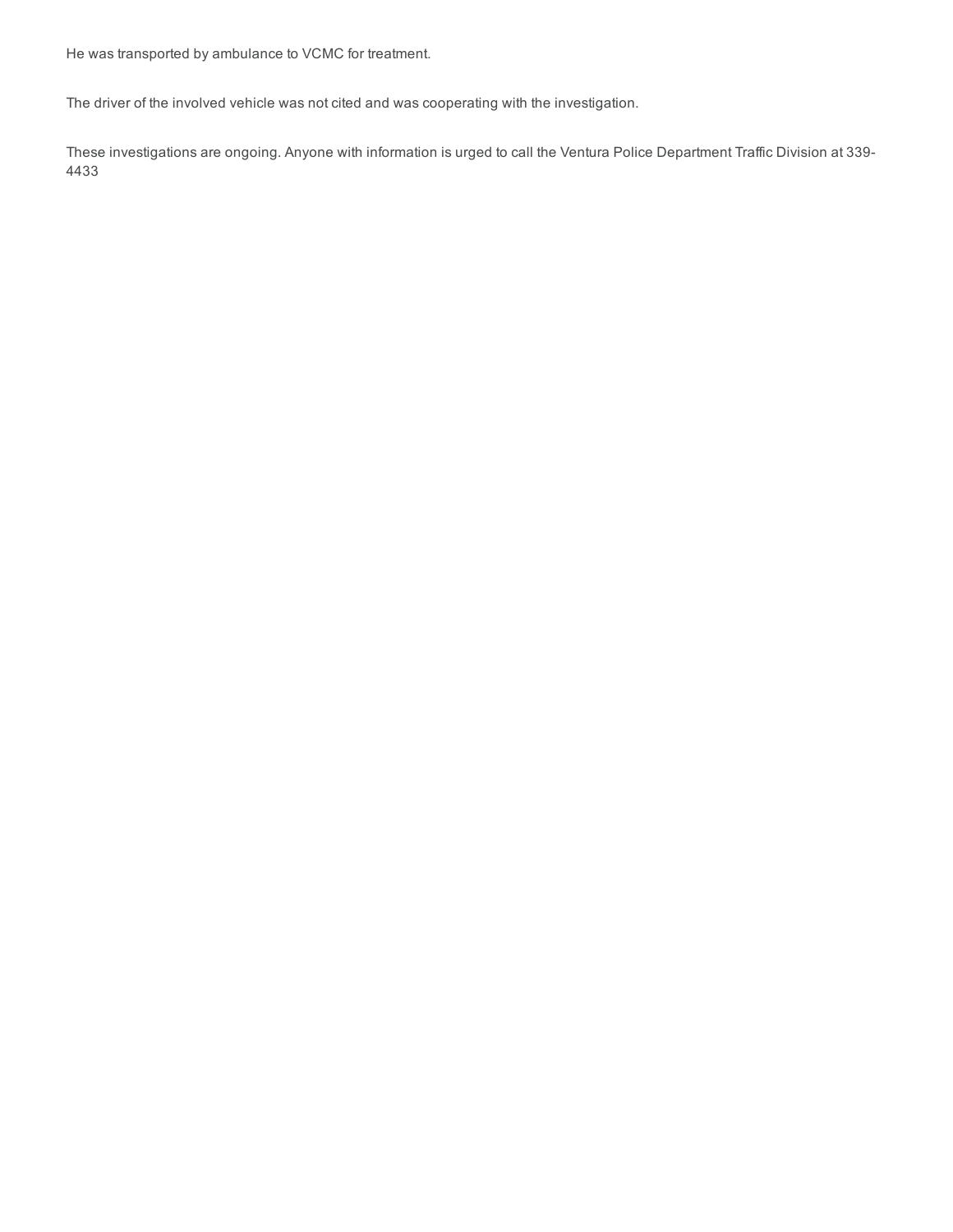He was transported by ambulance to VCMC for treatment.

The driver of the involved vehicle was not cited and was cooperating with the investigation.

These investigations are ongoing. Anyone with information is urged to call the Ventura Police Department Traffic Division at 339-4433